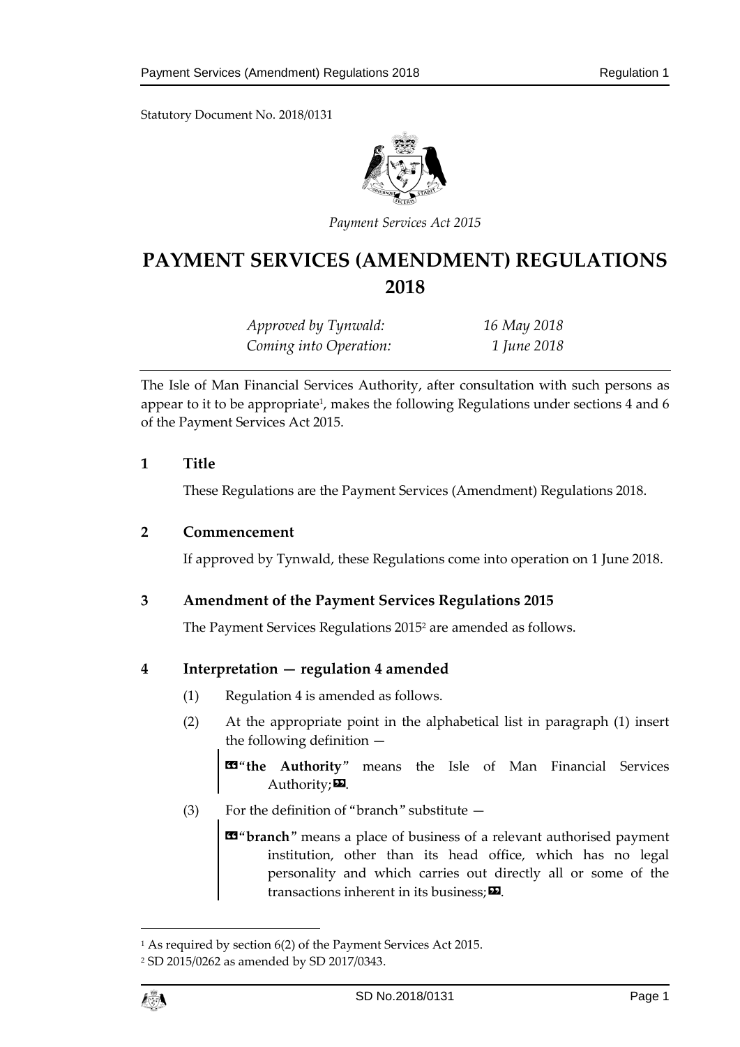Statutory Document No. 2018/0131

*Payment Services Act 2015*

# PAYMENT SERVICES (AMENDMENT) REGULATIONS 2018

*Approved by Tynwald:* *16 May 2018*
*Coming into Operation:* *1 June 2018*

The Isle of Man Financial Services Authority, after consultation with such persons as appear to it to be appropriate[1], makes the following Regulations under sections 4 and 6 of the Payment Services Act 2015.

## 1 Title

These Regulations are the Payment Services (Amendment) Regulations 2018.

## 2 Commencement

If approved by Tynwald, these Regulations come into operation on 1 June 2018.

## 3 Amendment of the Payment Services Regulations 2015

The Payment Services Regulations 2015[2] are amended as follows.

## 4 Interpretation — regulation 4 amended

(1) Regulation 4 is amended as follows.

(2) At the appropriate point in the alphabetical list in paragraph (1) insert the following definition —

> «"**the Authority**" means the Isle of Man Financial Services Authority;».

(3) For the definition of "branch" substitute —

> «"**branch**" means a place of business of a relevant authorised payment institution, other than its head office, which has no legal personality and which carries out directly all or some of the transactions inherent in its business;».

---

[1] As required by section 6(2) of the Payment Services Act 2015.

[2] SD 2015/0262 as amended by SD 2017/0343.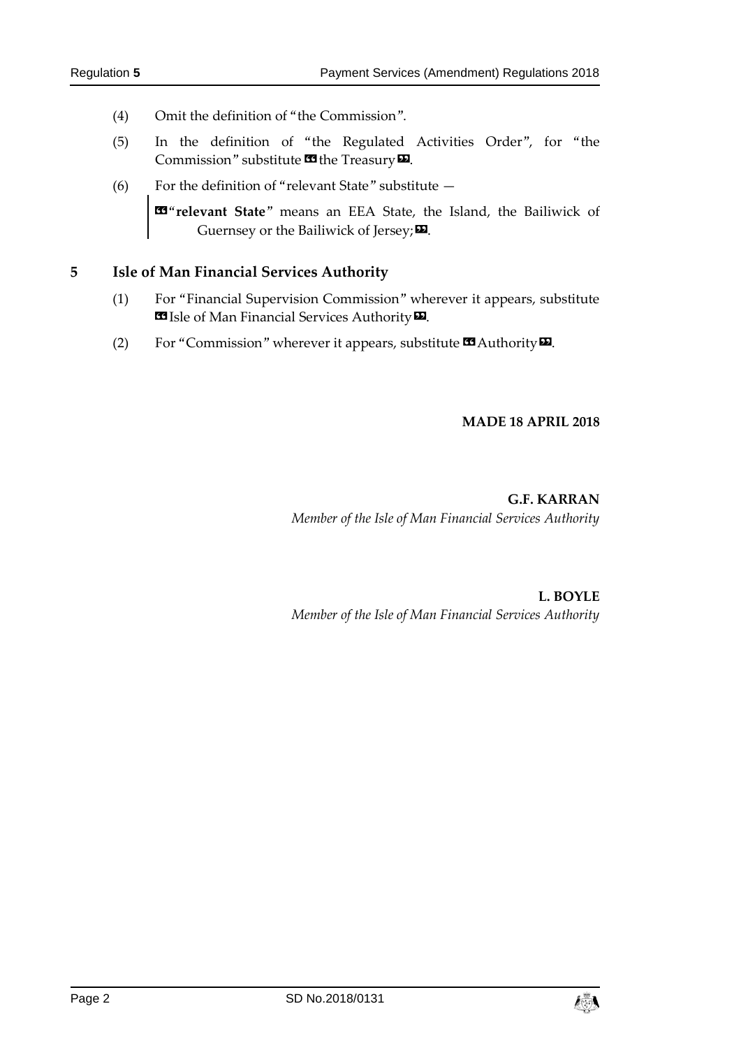(4) Omit the definition of "the Commission".

(5) In the definition of "the Regulated Activities Order", for "the Commission" substitute « the Treasury ».

(6) For the definition of "relevant State" substitute —

> «"**relevant State**" means an EEA State, the Island, the Bailiwick of Guernsey or the Bailiwick of Jersey; ».

## 5 Isle of Man Financial Services Authority

(1) For "Financial Supervision Commission" wherever it appears, substitute « Isle of Man Financial Services Authority ».

(2) For "Commission" wherever it appears, substitute « Authority ».

**MADE 18 APRIL 2018**

**G.F. KARRAN**
*Member of the Isle of Man Financial Services Authority*

**L. BOYLE**
*Member of the Isle of Man Financial Services Authority*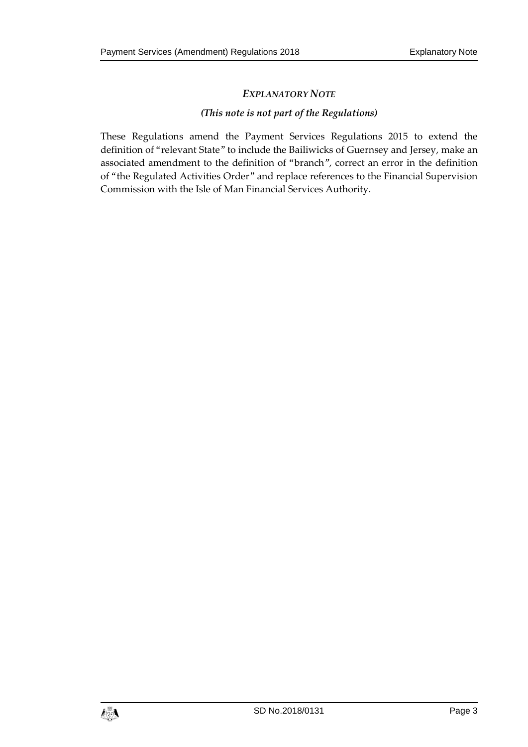## *EXPLANATORY NOTE*

***(This note is not part of the Regulations)***

These Regulations amend the Payment Services Regulations 2015 to extend the definition of "relevant State" to include the Bailiwicks of Guernsey and Jersey, make an associated amendment to the definition of "branch", correct an error in the definition of "the Regulated Activities Order" and replace references to the Financial Supervision Commission with the Isle of Man Financial Services Authority.